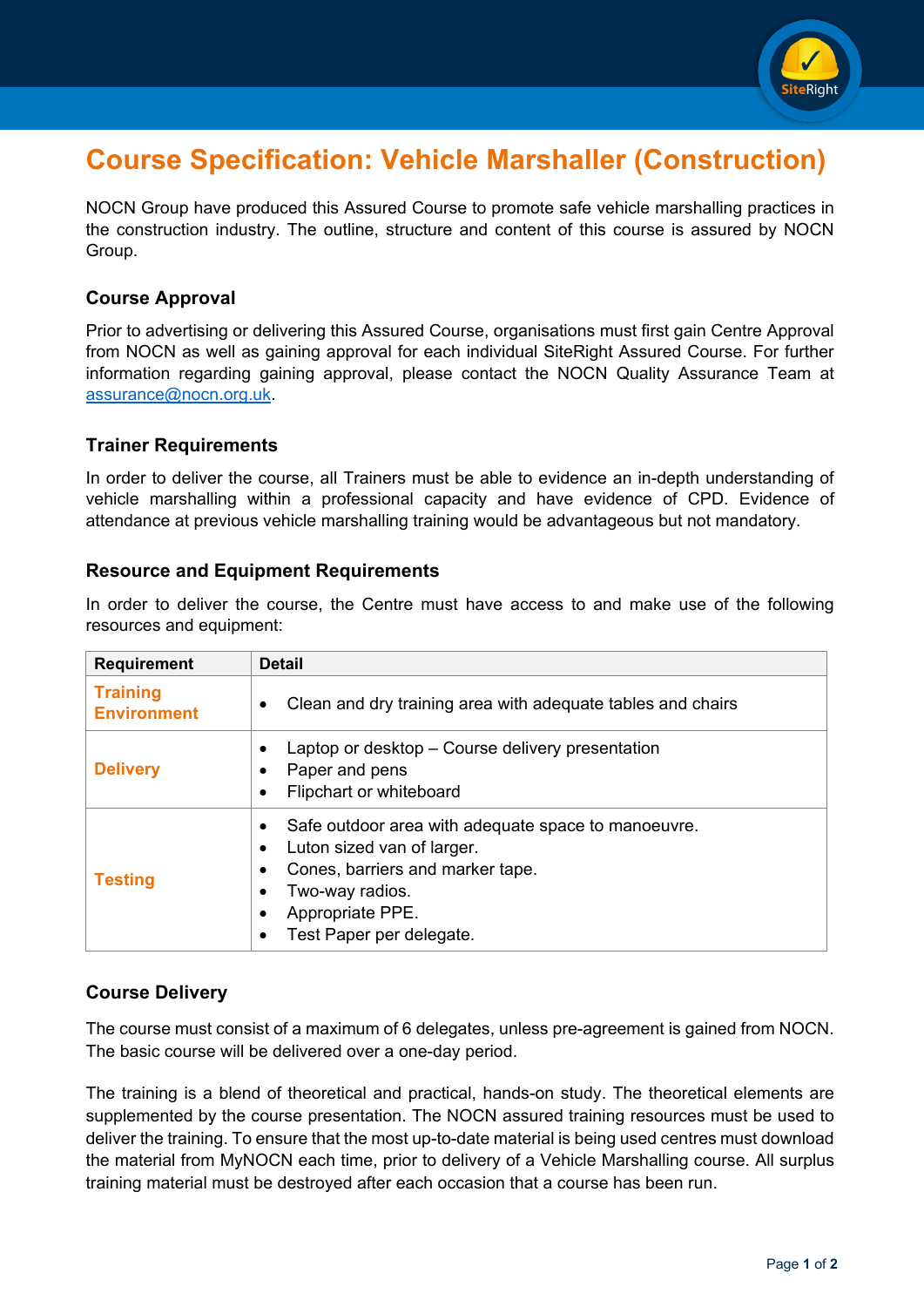# Course Specification: Vehicle Marshaller (Construction)

NOCN Group have produced this Assured Course to promote safe vehicle marshalling practices in the construction industry. The outline, structure and content of this course is assured by NOCN Group.

## Course Approval

Prior to advertising or delivering this Assured Course, organisations must first gain Centre Approval from NOCN as well as gaining approval for each individual SiteRight Assured Course. For further information regarding gaining approval, please contact the NOCN Quality Assurance Team at assurance@nocn.org.uk.

## Trainer Requirements

In order to deliver the course, all Trainers must be able to evidence an in-depth understanding of vehicle marshalling within a professional capacity and have evidence of CPD. Evidence of attendance at previous vehicle marshalling training would be advantageous but not mandatory.

## Resource and Equipment Requirements

In order to deliver the course, the Centre must have access to and make use of the following resources and equipment:

| Requirement | Detail |
|---|---|
| **Training Environment** | • Clean and dry training area with adequate tables and chairs |
| **Delivery** | • Laptop or desktop – Course delivery presentation<br>• Paper and pens<br>• Flipchart or whiteboard |
| **Testing** | • Safe outdoor area with adequate space to manoeuvre.<br>• Luton sized van of larger.<br>• Cones, barriers and marker tape.<br>• Two-way radios.<br>• Appropriate PPE.<br>• Test Paper per delegate. |

## Course Delivery

The course must consist of a maximum of 6 delegates, unless pre-agreement is gained from NOCN. The basic course will be delivered over a one-day period.

The training is a blend of theoretical and practical, hands-on study. The theoretical elements are supplemented by the course presentation. The NOCN assured training resources must be used to deliver the training. To ensure that the most up-to-date material is being used centres must download the material from MyNOCN each time, prior to delivery of a Vehicle Marshalling course. All surplus training material must be destroyed after each occasion that a course has been run.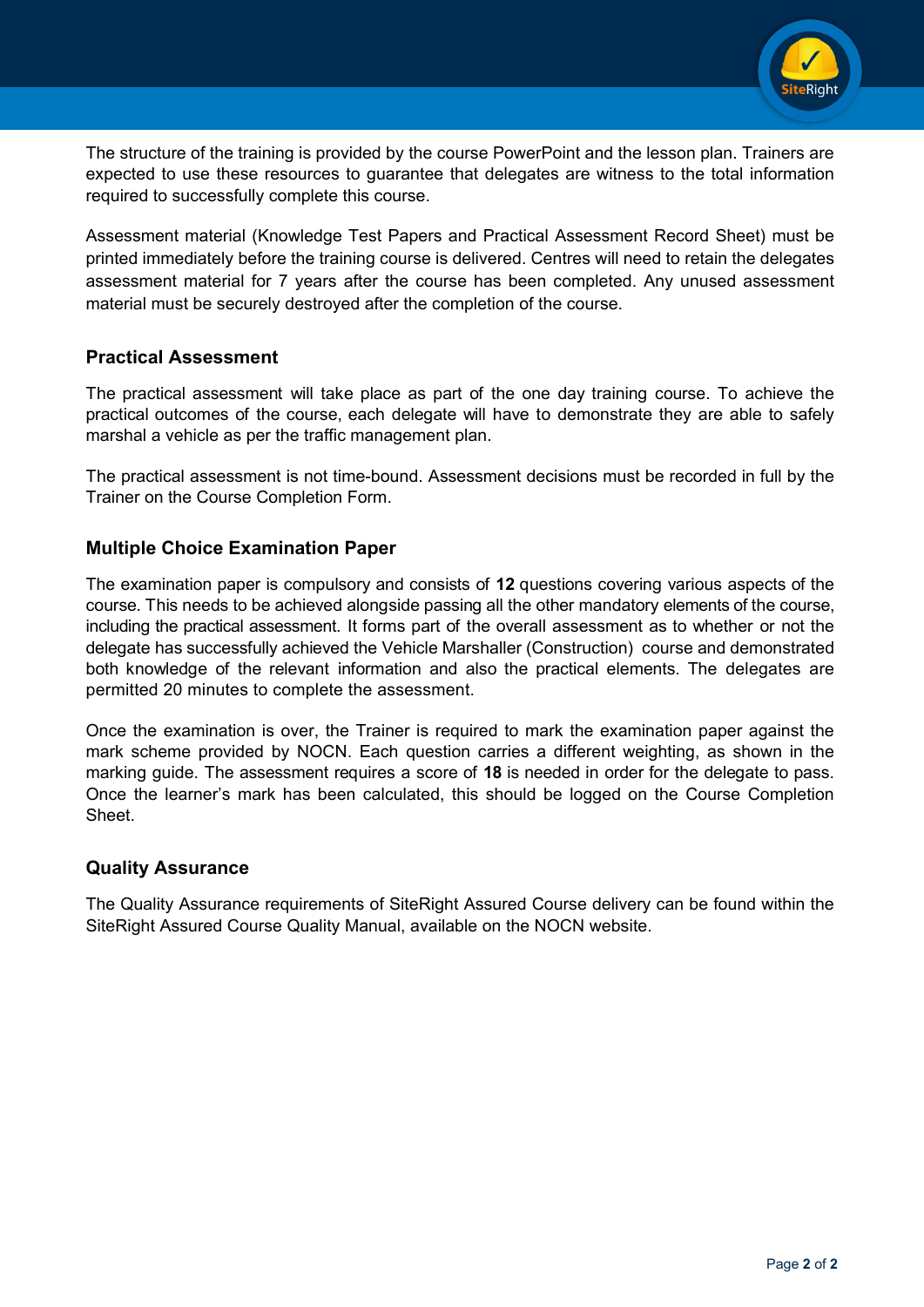The structure of the training is provided by the course PowerPoint and the lesson plan. Trainers are expected to use these resources to guarantee that delegates are witness to the total information required to successfully complete this course.

Assessment material (Knowledge Test Papers and Practical Assessment Record Sheet) must be printed immediately before the training course is delivered. Centres will need to retain the delegates assessment material for 7 years after the course has been completed. Any unused assessment material must be securely destroyed after the completion of the course.

### Practical Assessment

The practical assessment will take place as part of the one day training course. To achieve the practical outcomes of the course, each delegate will have to demonstrate they are able to safely marshal a vehicle as per the traffic management plan.

The practical assessment is not time-bound. Assessment decisions must be recorded in full by the Trainer on the Course Completion Form.

### Multiple Choice Examination Paper

The examination paper is compulsory and consists of **12** questions covering various aspects of the course. This needs to be achieved alongside passing all the other mandatory elements of the course, including the practical assessment. It forms part of the overall assessment as to whether or not the delegate has successfully achieved the Vehicle Marshaller (Construction) course and demonstrated both knowledge of the relevant information and also the practical elements. The delegates are permitted 20 minutes to complete the assessment.

Once the examination is over, the Trainer is required to mark the examination paper against the mark scheme provided by NOCN. Each question carries a different weighting, as shown in the marking guide. The assessment requires a score of **18** is needed in order for the delegate to pass. Once the learner's mark has been calculated, this should be logged on the Course Completion Sheet.

### Quality Assurance

The Quality Assurance requirements of SiteRight Assured Course delivery can be found within the SiteRight Assured Course Quality Manual, available on the NOCN website.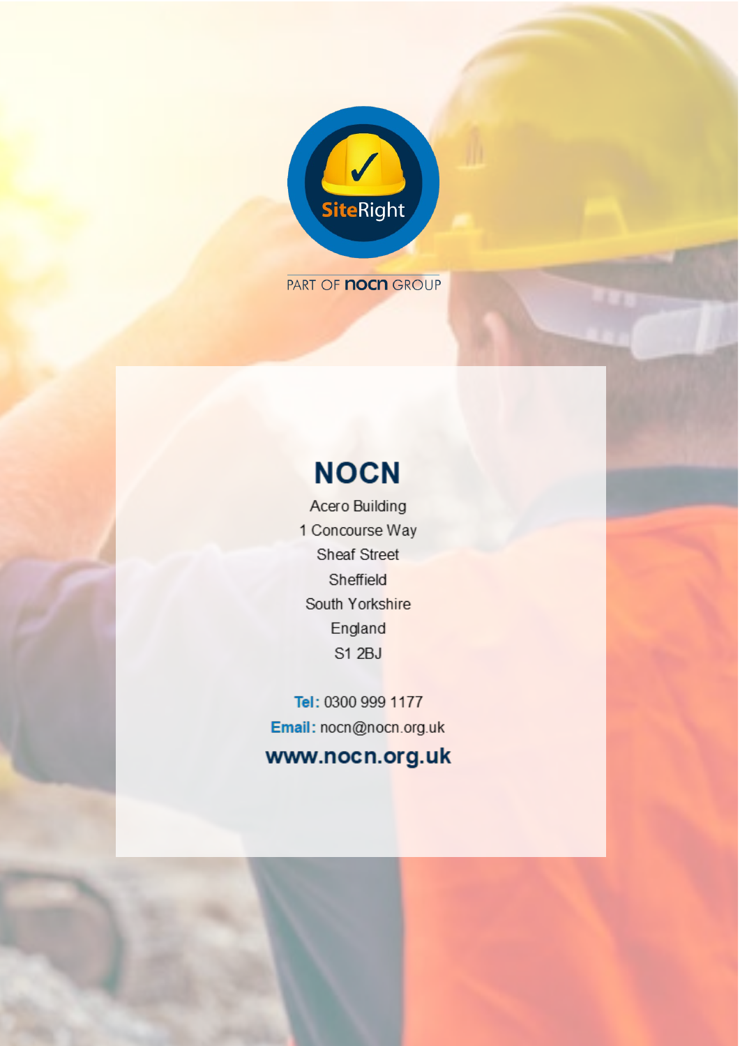SiteRight

PART OF nocn GROUP

# NOCN

Acero Building
1 Concourse Way
Sheaf Street
Sheffield
South Yorkshire
England
S1 2BJ

**Tel:** 0300 999 1177
**Email:** nocn@nocn.org.uk

**www.nocn.org.uk**